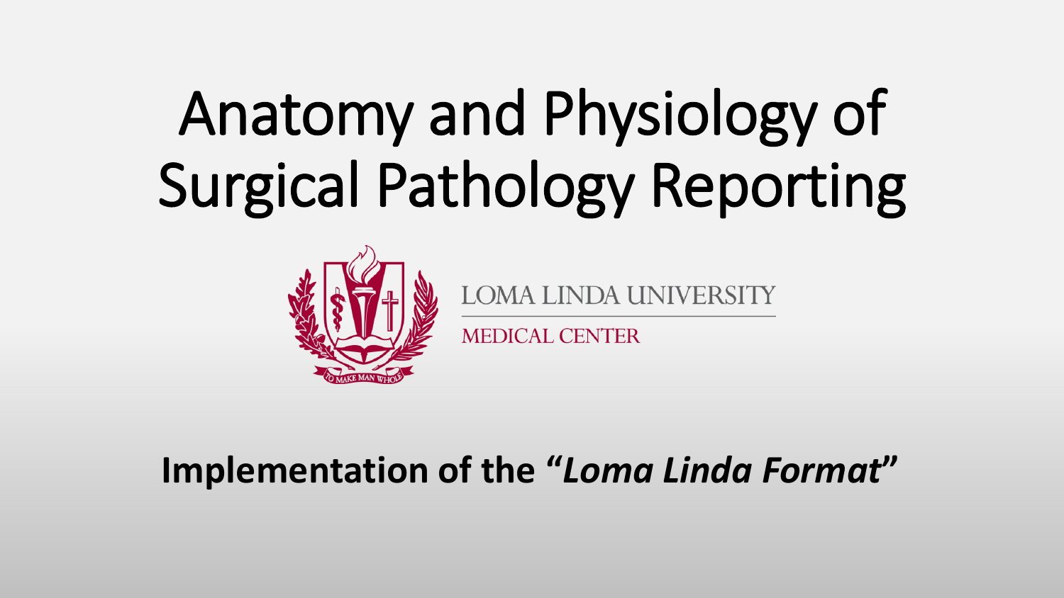# Anatomy and Physiology of Surgical Pathology Reporting

LOMA LINDA UNIVERSITY

MEDICAL CENTER

TO MAKE MAN WHOLE

**Implementation of the "*Loma Linda Format*"**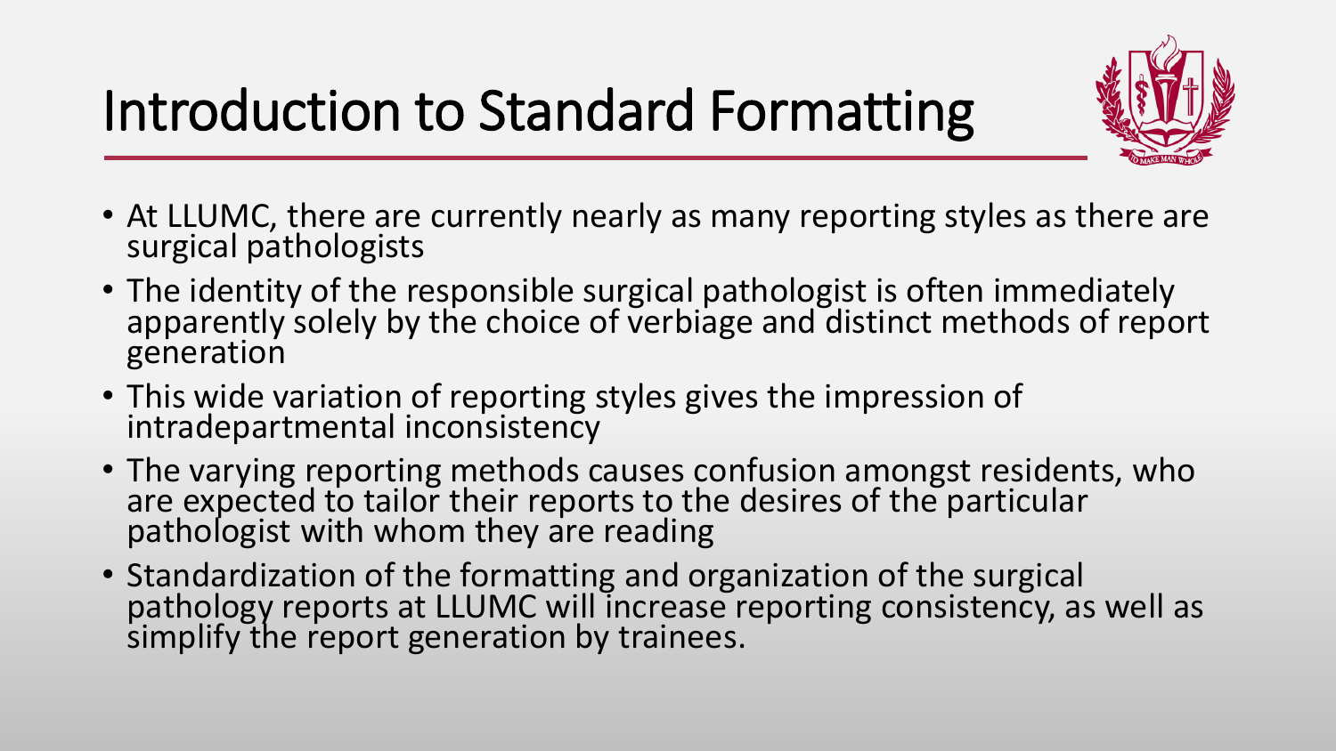# Introduction to Standard Formatting

- At LLUMC, there are currently nearly as many reporting styles as there are surgical pathologists
- The identity of the responsible surgical pathologist is often immediately apparently solely by the choice of verbiage and distinct methods of report generation
- This wide variation of reporting styles gives the impression of intradepartmental inconsistency
- The varying reporting methods causes confusion amongst residents, who are expected to tailor their reports to the desires of the particular pathologist with whom they are reading
- Standardization of the formatting and organization of the surgical pathology reports at LLUMC will increase reporting consistency, as well as simplify the report generation by trainees.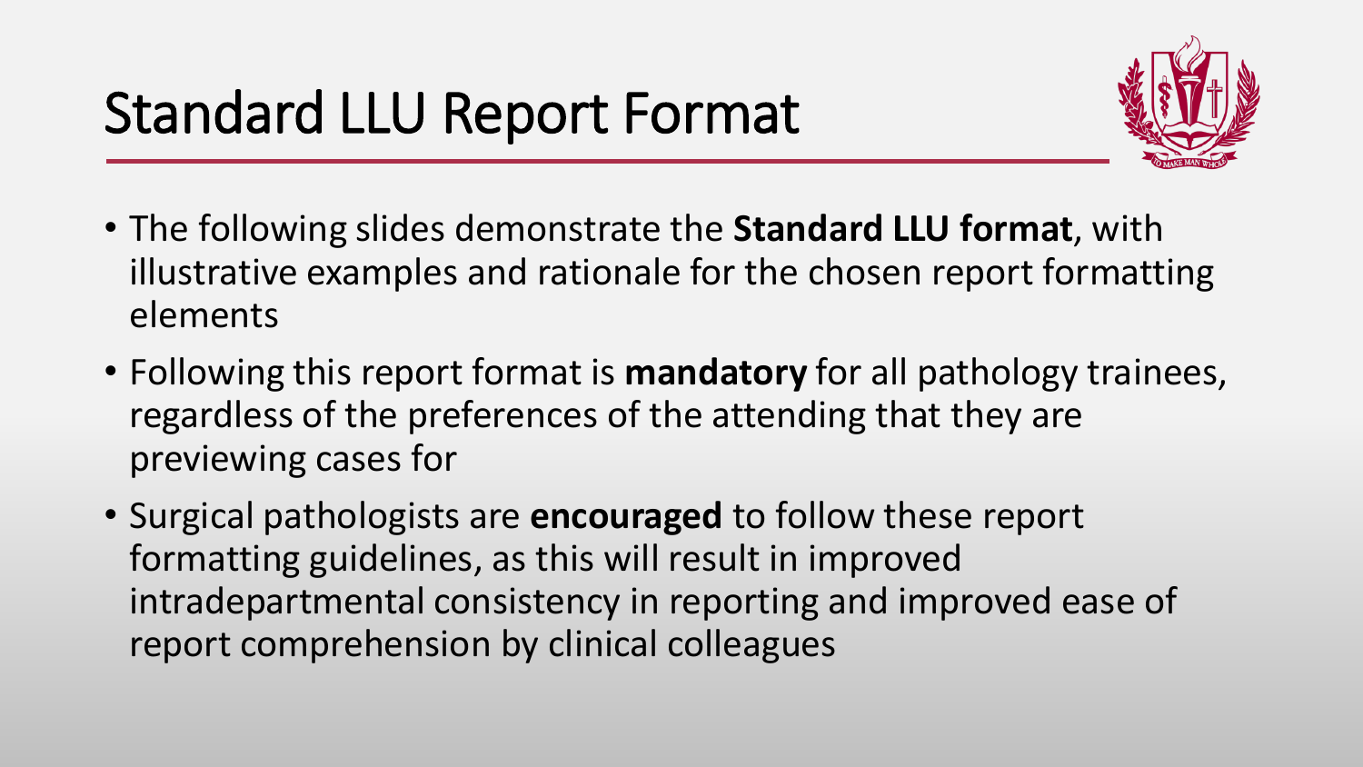# Standard LLU Report Format

- The following slides demonstrate the **Standard LLU format**, with illustrative examples and rationale for the chosen report formatting elements
- Following this report format is **mandatory** for all pathology trainees, regardless of the preferences of the attending that they are previewing cases for
- Surgical pathologists are **encouraged** to follow these report formatting guidelines, as this will result in improved intradepartmental consistency in reporting and improved ease of report comprehension by clinical colleagues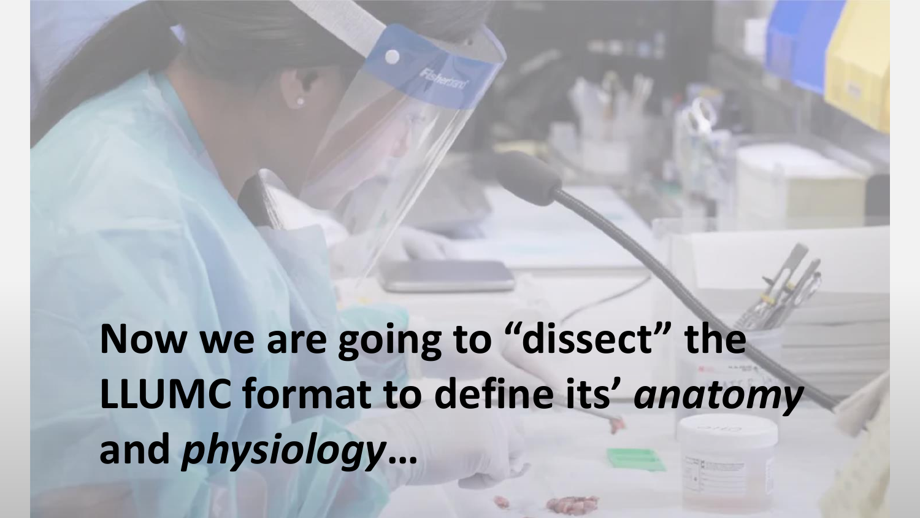**Now we are going to "dissect" the LLUMC format to define its' *anatomy* and *physiology*…**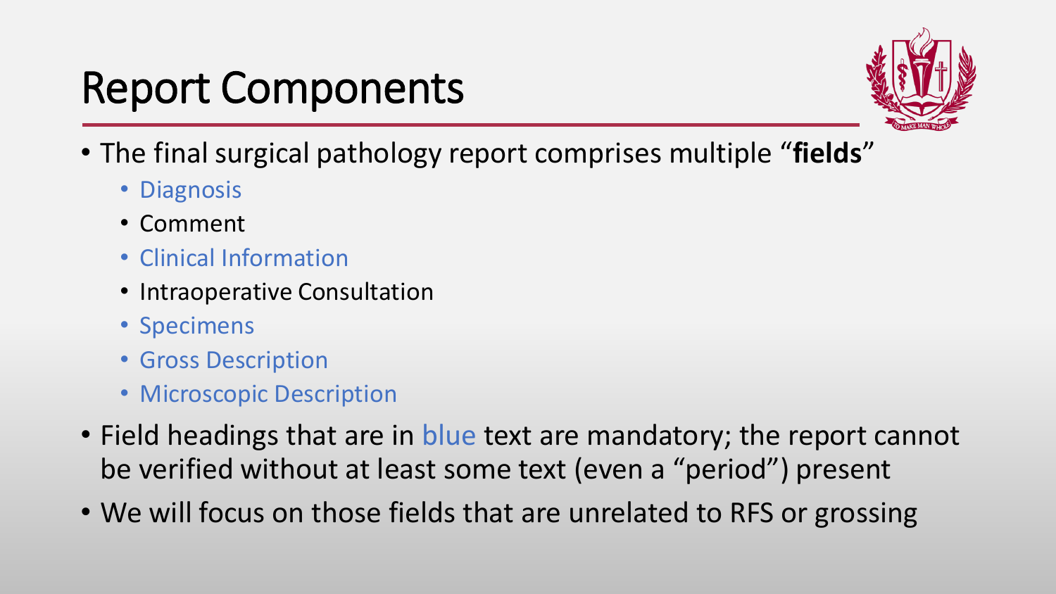# Report Components

- The final surgical pathology report comprises multiple "**fields**"
  - Diagnosis
  - Comment
  - Clinical Information
  - Intraoperative Consultation
  - Specimens
  - Gross Description
  - Microscopic Description
- Field headings that are in blue text are mandatory; the report cannot be verified without at least some text (even a "period") present
- We will focus on those fields that are unrelated to RFS or grossing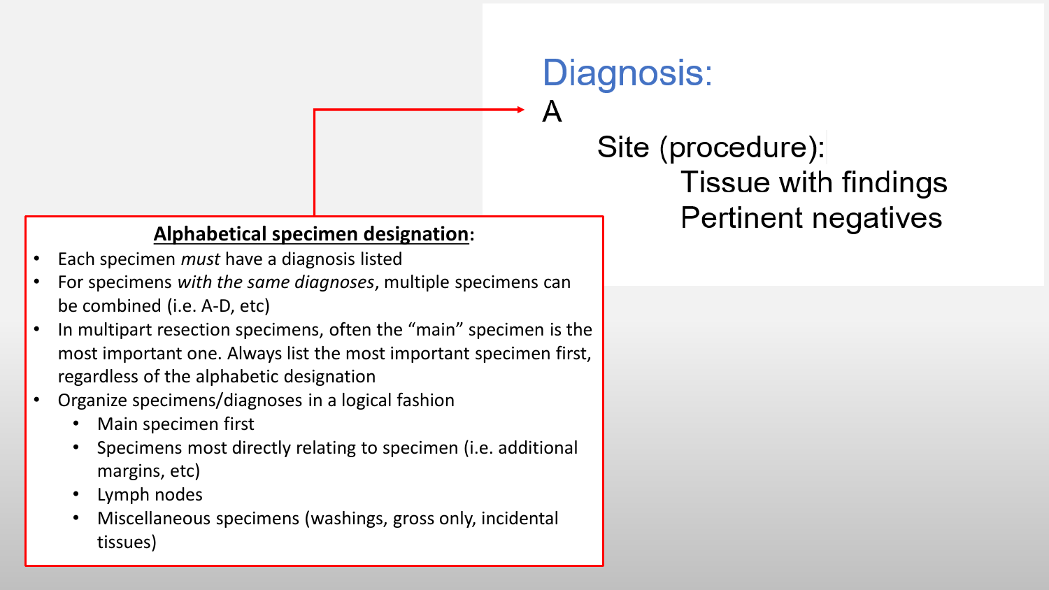## Diagnosis:

A

Site (procedure):

Tissue with findings

Pertinent negatives

**Alphabetical specimen designation:**

- Each specimen *must* have a diagnosis listed
- For specimens *with the same diagnoses*, multiple specimens can be combined (i.e. A-D, etc)
- In multipart resection specimens, often the "main" specimen is the most important one. Always list the most important specimen first, regardless of the alphabetic designation
- Organize specimens/diagnoses in a logical fashion
  - Main specimen first
  - Specimens most directly relating to specimen (i.e. additional margins, etc)
  - Lymph nodes
  - Miscellaneous specimens (washings, gross only, incidental tissues)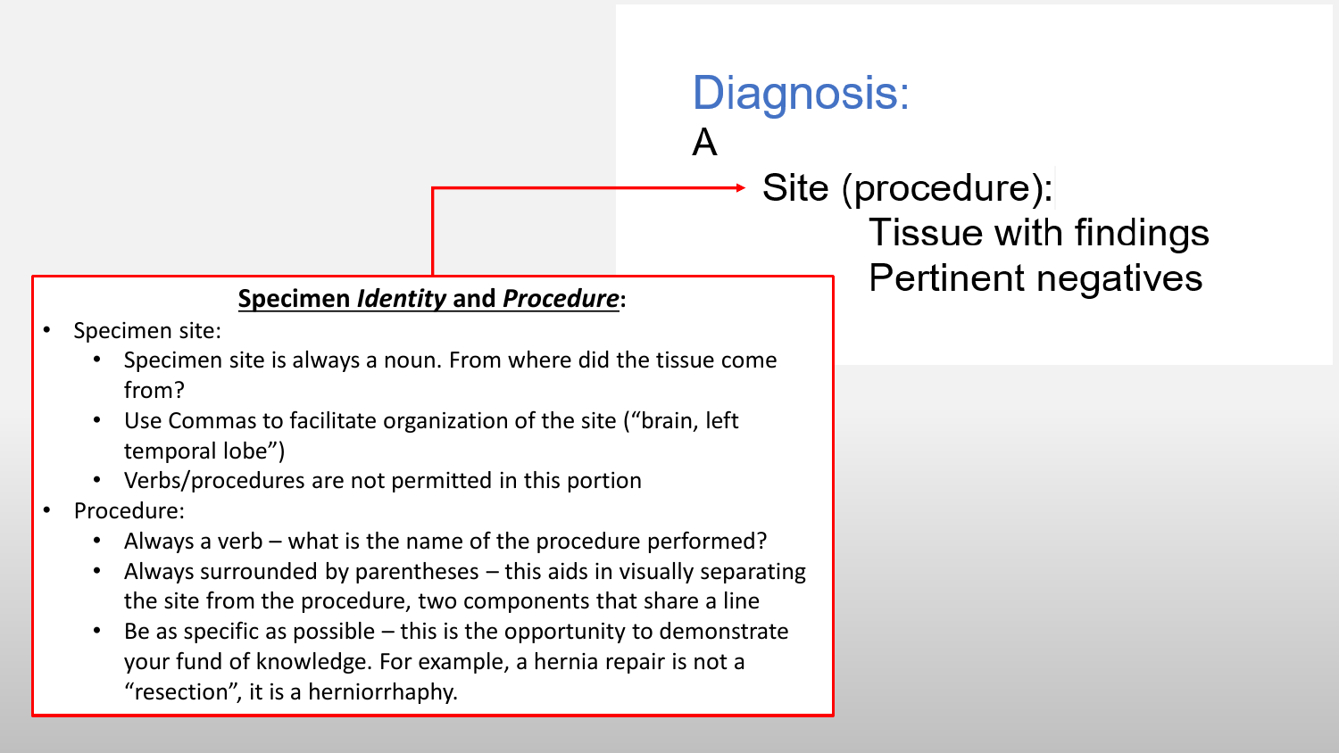## Diagnosis:

A

Site (procedure):

Tissue with findings

Pertinent negatives

**<u>Specimen *Identity* and *Procedure*</u>:**

- Specimen site:
  - Specimen site is always a noun. From where did the tissue come from?
  - Use Commas to facilitate organization of the site ("brain, left temporal lobe")
  - Verbs/procedures are not permitted in this portion
- Procedure:
  - Always a verb – what is the name of the procedure performed?
  - Always surrounded by parentheses – this aids in visually separating the site from the procedure, two components that share a line
  - Be as specific as possible – this is the opportunity to demonstrate your fund of knowledge. For example, a hernia repair is not a "resection", it is a herniorrhaphy.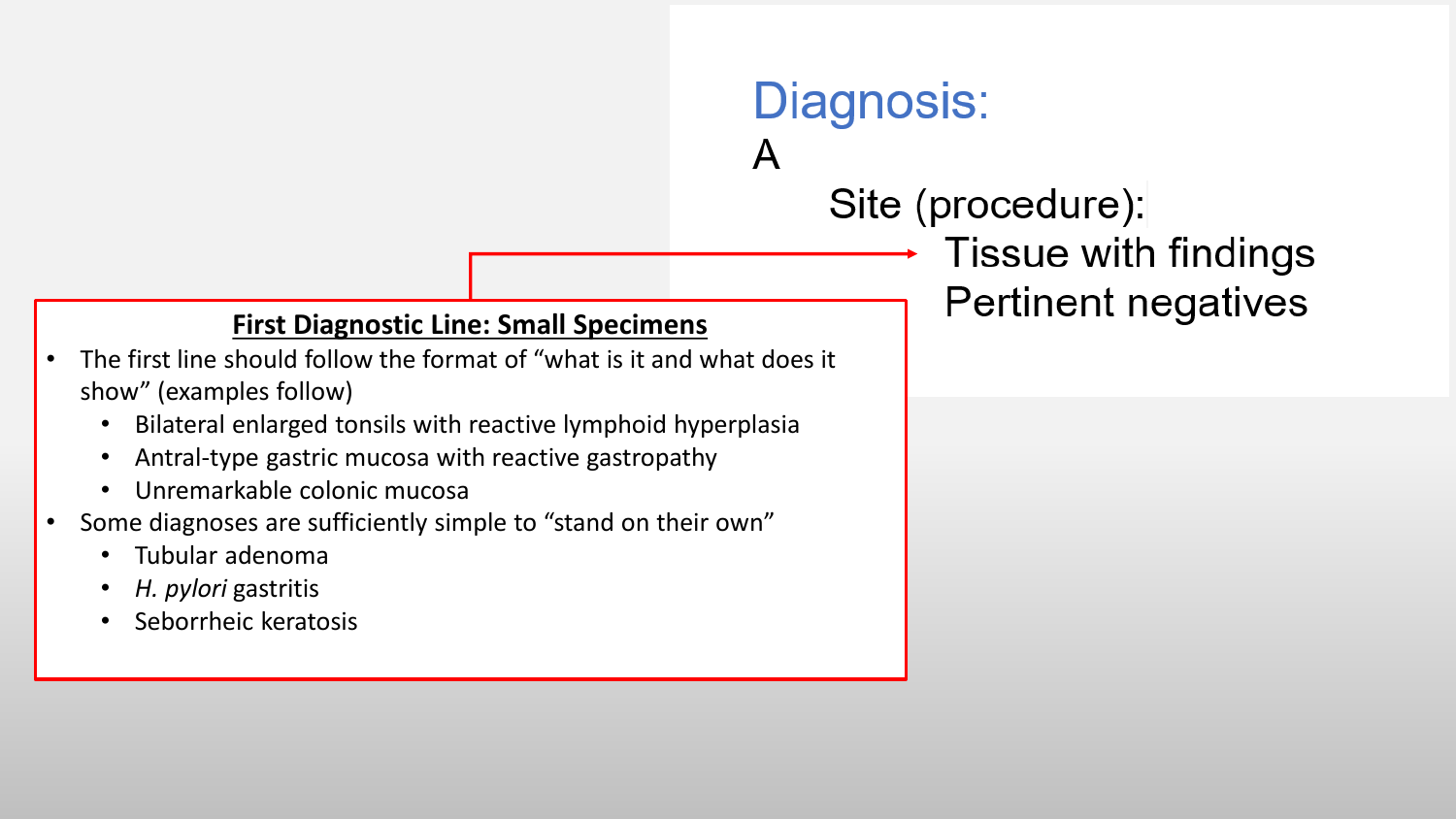## Diagnosis:

A

Site (procedure):

Tissue with findings

Pertinent negatives

**First Diagnostic Line: Small Specimens**

- The first line should follow the format of "what is it and what does it show" (examples follow)
  - Bilateral enlarged tonsils with reactive lymphoid hyperplasia
  - Antral-type gastric mucosa with reactive gastropathy
  - Unremarkable colonic mucosa
- Some diagnoses are sufficiently simple to "stand on their own"
  - Tubular adenoma
  - *H. pylori* gastritis
  - Seborrheic keratosis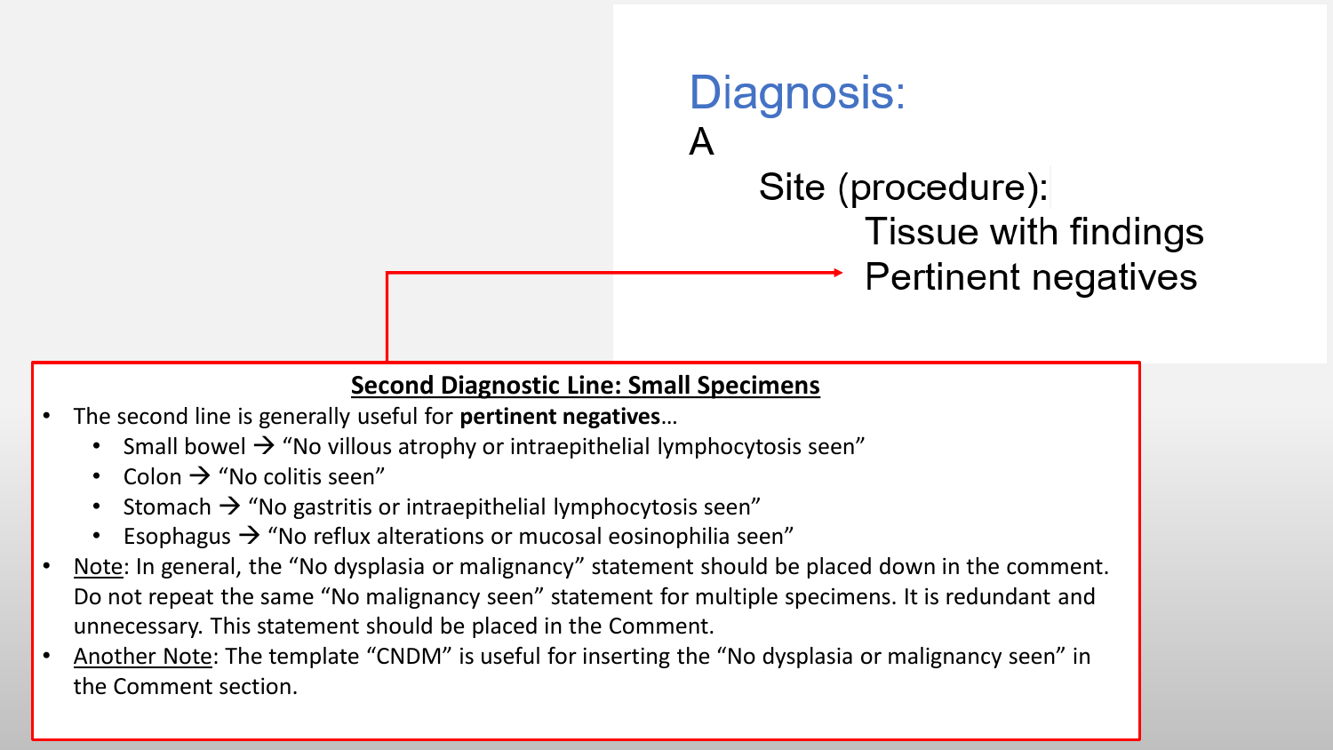## Diagnosis:

A

Site (procedure):

Tissue with findings

Pertinent negatives

### Second Diagnostic Line: Small Specimens

- The second line is generally useful for **pertinent negatives**…
  - Small bowel → "No villous atrophy or intraepithelial lymphocytosis seen"
  - Colon → "No colitis seen"
  - Stomach → "No gastritis or intraepithelial lymphocytosis seen"
  - Esophagus → "No reflux alterations or mucosal eosinophilia seen"
- Note: In general, the "No dysplasia or malignancy" statement should be placed down in the comment. Do not repeat the same "No malignancy seen" statement for multiple specimens. It is redundant and unnecessary. This statement should be placed in the Comment.
- Another Note: The template "CNDM" is useful for inserting the "No dysplasia or malignancy seen" in the Comment section.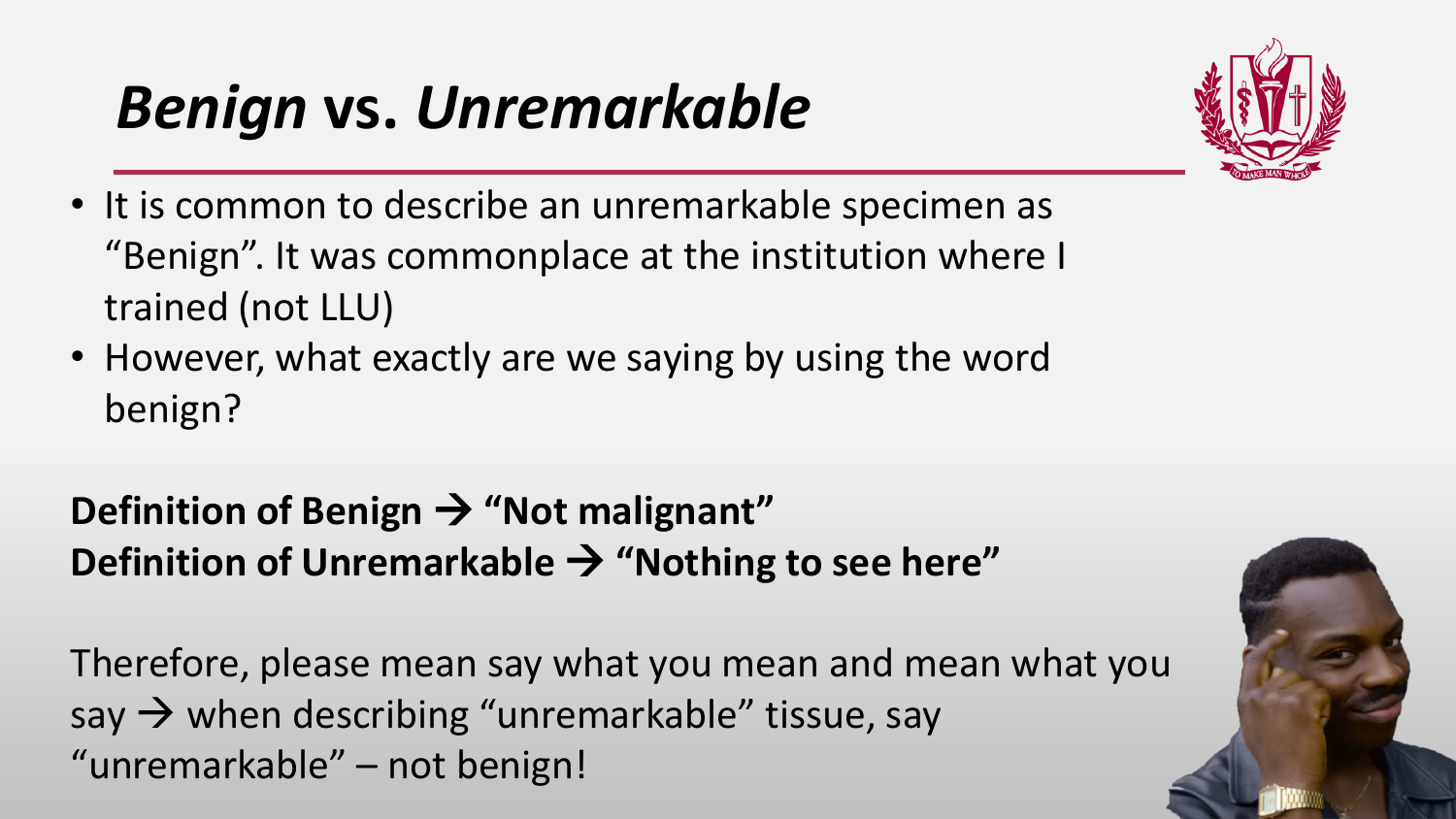# *Benign* vs. *Unremarkable*

- It is common to describe an unremarkable specimen as "Benign". It was commonplace at the institution where I trained (not LLU)
- However, what exactly are we saying by using the word benign?

**Definition of Benign → "Not malignant"**
**Definition of Unremarkable → "Nothing to see here"**

Therefore, please mean say what you mean and mean what you say → when describing "unremarkable" tissue, say "unremarkable" – not benign!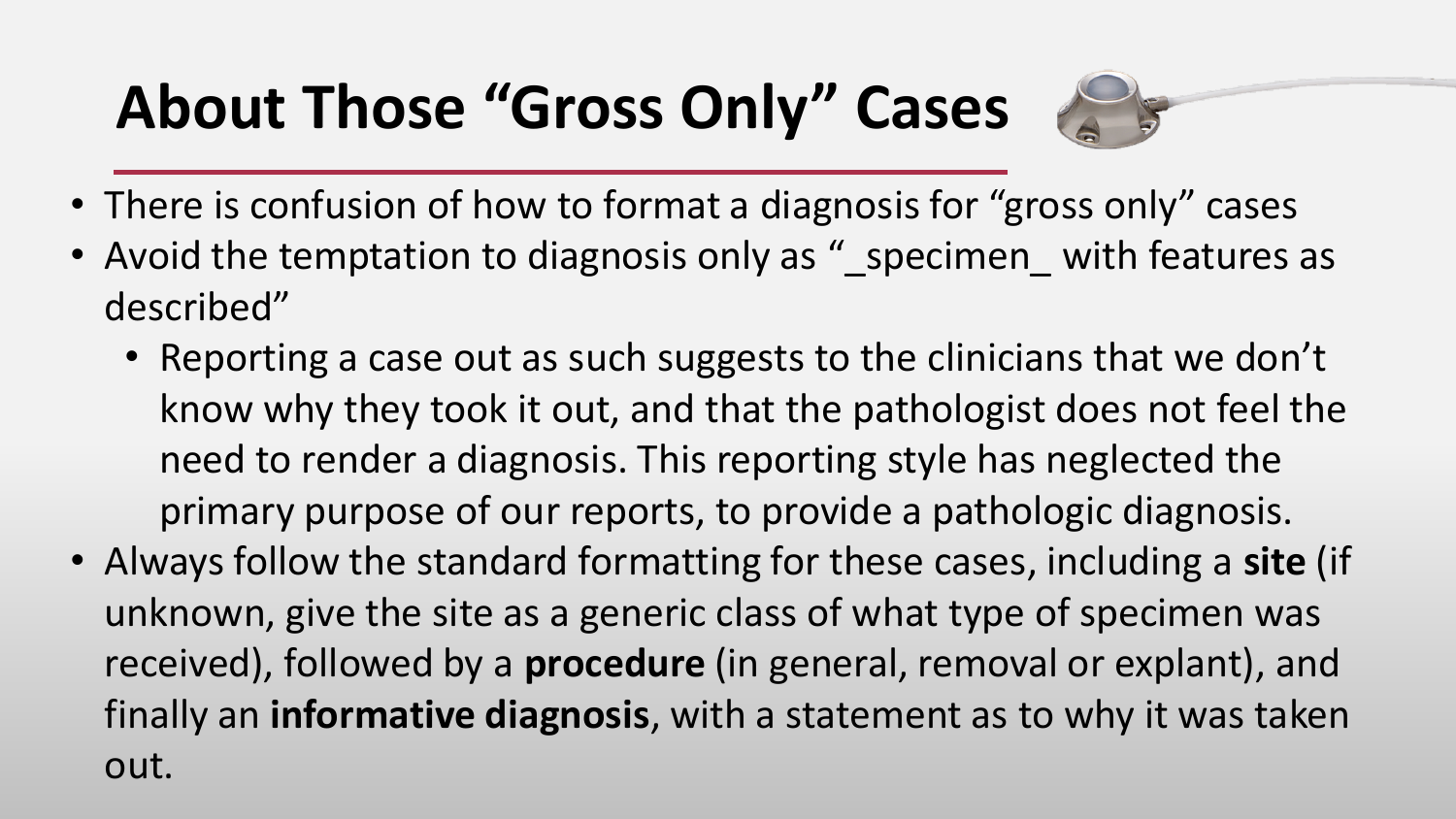# About Those "Gross Only" Cases

- There is confusion of how to format a diagnosis for "gross only" cases
- Avoid the temptation to diagnosis only as "_specimen_ with features as described"
  - Reporting a case out as such suggests to the clinicians that we don't know why they took it out, and that the pathologist does not feel the need to render a diagnosis. This reporting style has neglected the primary purpose of our reports, to provide a pathologic diagnosis.
- Always follow the standard formatting for these cases, including a **site** (if unknown, give the site as a generic class of what type of specimen was received), followed by a **procedure** (in general, removal or explant), and finally an **informative diagnosis**, with a statement as to why it was taken out.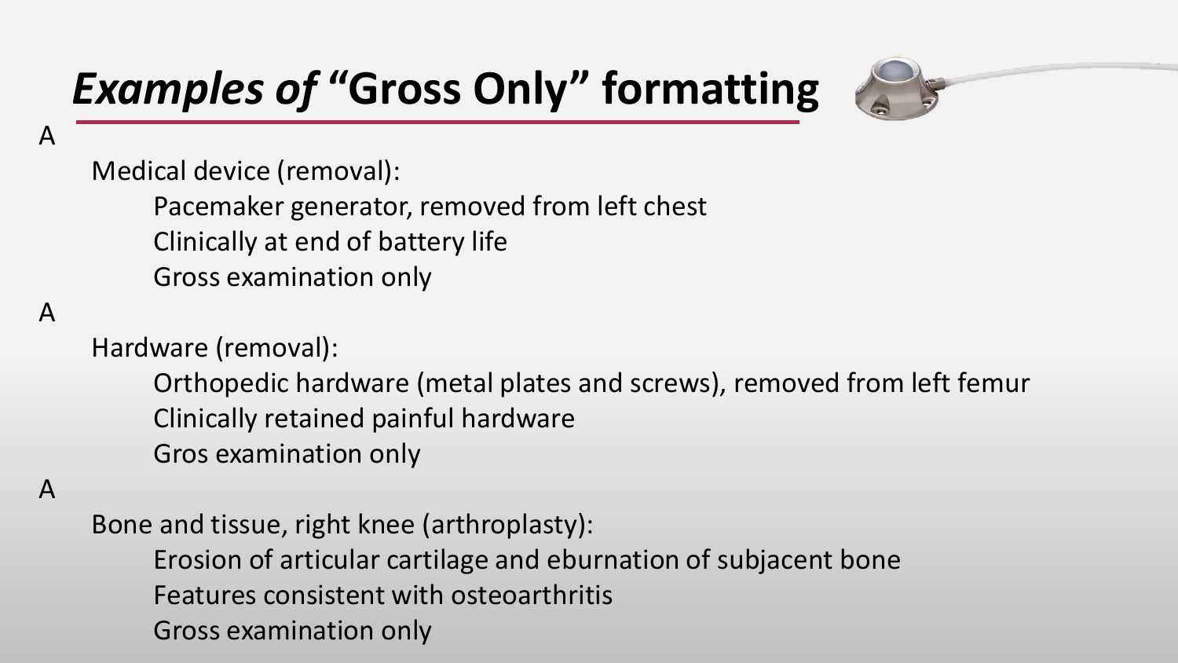# *Examples of* "Gross Only" formatting

A

Medical device (removal):

Pacemaker generator, removed from left chest
Clinically at end of battery life
Gross examination only

A

Hardware (removal):

Orthopedic hardware (metal plates and screws), removed from left femur
Clinically retained painful hardware
Gros examination only

A

Bone and tissue, right knee (arthroplasty):

Erosion of articular cartilage and eburnation of subjacent bone
Features consistent with osteoarthritis
Gross examination only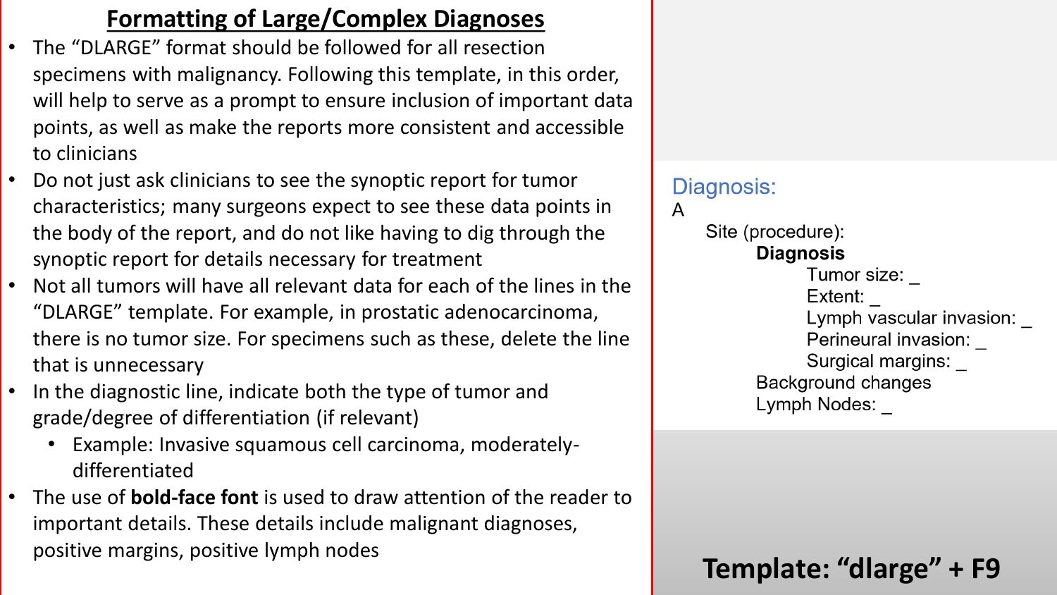## Formatting of Large/Complex Diagnoses

- The "DLARGE" format should be followed for all resection specimens with malignancy. Following this template, in this order, will help to serve as a prompt to ensure inclusion of important data points, as well as make the reports more consistent and accessible to clinicians
- Do not just ask clinicians to see the synoptic report for tumor characteristics; many surgeons expect to see these data points in the body of the report, and do not like having to dig through the synoptic report for details necessary for treatment
- Not all tumors will have all relevant data for each of the lines in the "DLARGE" template. For example, in prostatic adenocarcinoma, there is no tumor size. For specimens such as these, delete the line that is unnecessary
- In the diagnostic line, indicate both the type of tumor and grade/degree of differentiation (if relevant)
  - Example: Invasive squamous cell carcinoma, moderately-differentiated
- The use of **bold-face font** is used to draw attention of the reader to important details. These details include malignant diagnoses, positive margins, positive lymph nodes

Diagnosis:

A

Site (procedure):

**Diagnosis**

Tumor size: _

Extent: _

Lymph vascular invasion: _

Perineural invasion: _

Surgical margins: _

Background changes

Lymph Nodes: _

**Template: "dlarge" + F9**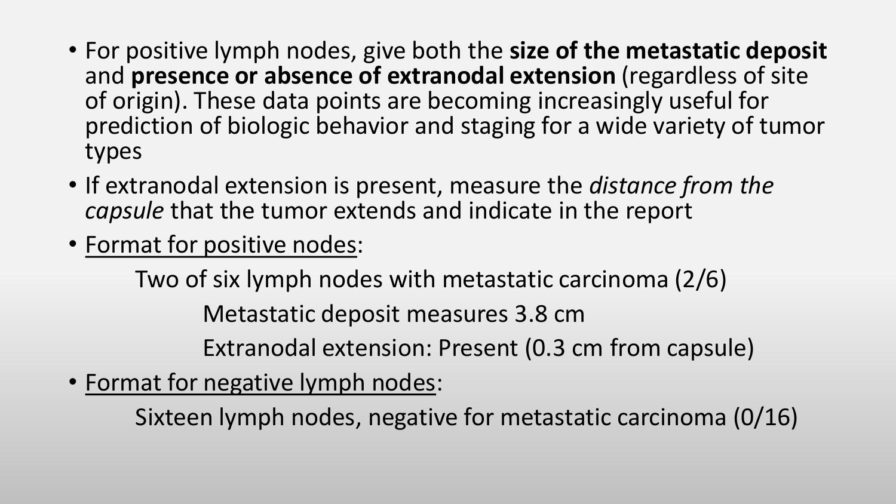- For positive lymph nodes, give both the **size of the metastatic deposit** and **presence or absence of extranodal extension** (regardless of site of origin). These data points are becoming increasingly useful for prediction of biologic behavior and staging for a wide variety of tumor types
- If extranodal extension is present, measure the *distance from the capsule* that the tumor extends and indicate in the report
- Format for positive nodes:

  Two of six lymph nodes with metastatic carcinoma (2/6)

  Metastatic deposit measures 3.8 cm

  Extranodal extension: Present (0.3 cm from capsule)

- Format for negative lymph nodes:

  Sixteen lymph nodes, negative for metastatic carcinoma (0/16)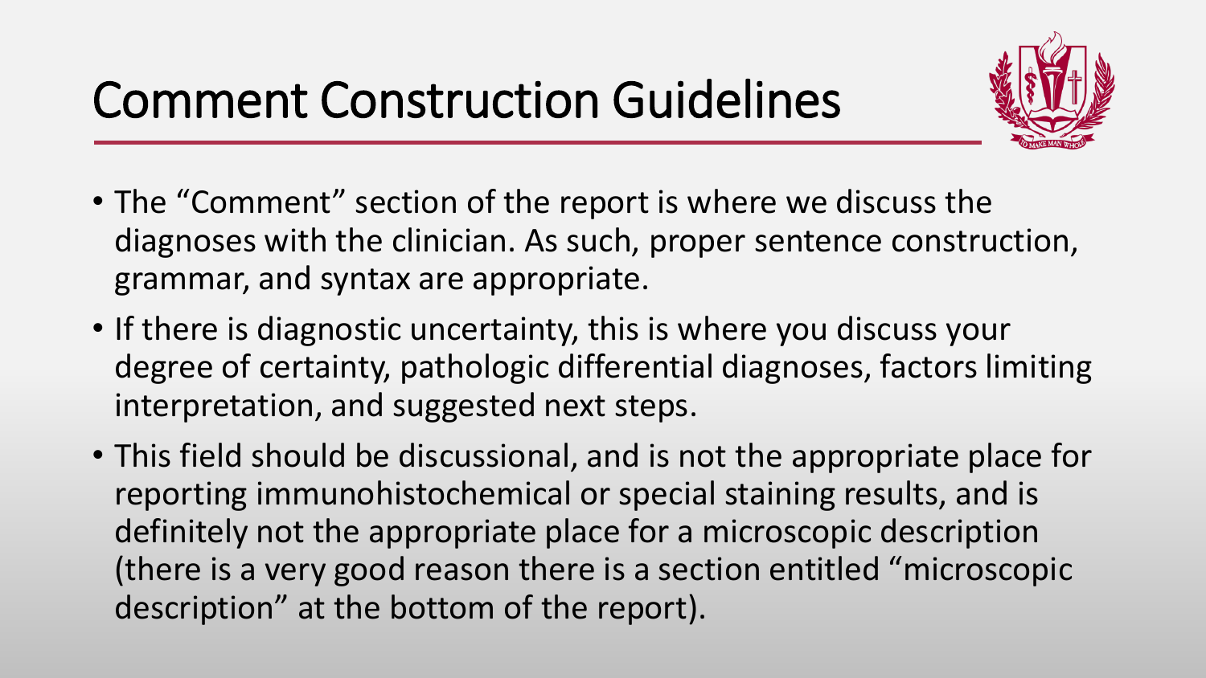# Comment Construction Guidelines

- The "Comment" section of the report is where we discuss the diagnoses with the clinician. As such, proper sentence construction, grammar, and syntax are appropriate.
- If there is diagnostic uncertainty, this is where you discuss your degree of certainty, pathologic differential diagnoses, factors limiting interpretation, and suggested next steps.
- This field should be discussional, and is not the appropriate place for reporting immunohistochemical or special staining results, and is definitely not the appropriate place for a microscopic description (there is a very good reason there is a section entitled "microscopic description" at the bottom of the report).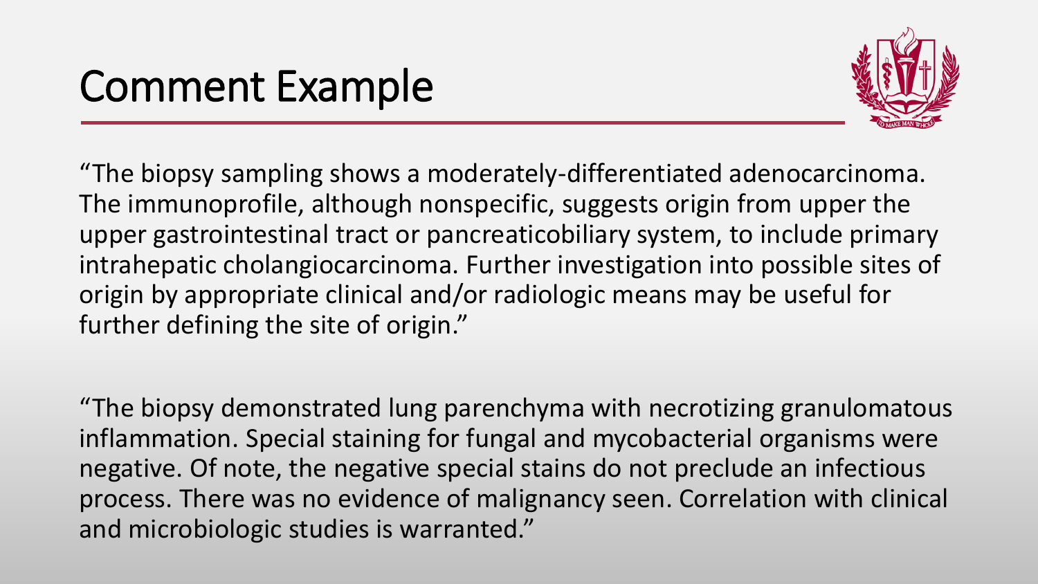# Comment Example

"The biopsy sampling shows a moderately-differentiated adenocarcinoma. The immunoprofile, although nonspecific, suggests origin from upper the upper gastrointestinal tract or pancreaticobiliary system, to include primary intrahepatic cholangiocarcinoma. Further investigation into possible sites of origin by appropriate clinical and/or radiologic means may be useful for further defining the site of origin."

"The biopsy demonstrated lung parenchyma with necrotizing granulomatous inflammation. Special staining for fungal and mycobacterial organisms were negative. Of note, the negative special stains do not preclude an infectious process. There was no evidence of malignancy seen. Correlation with clinical and microbiologic studies is warranted."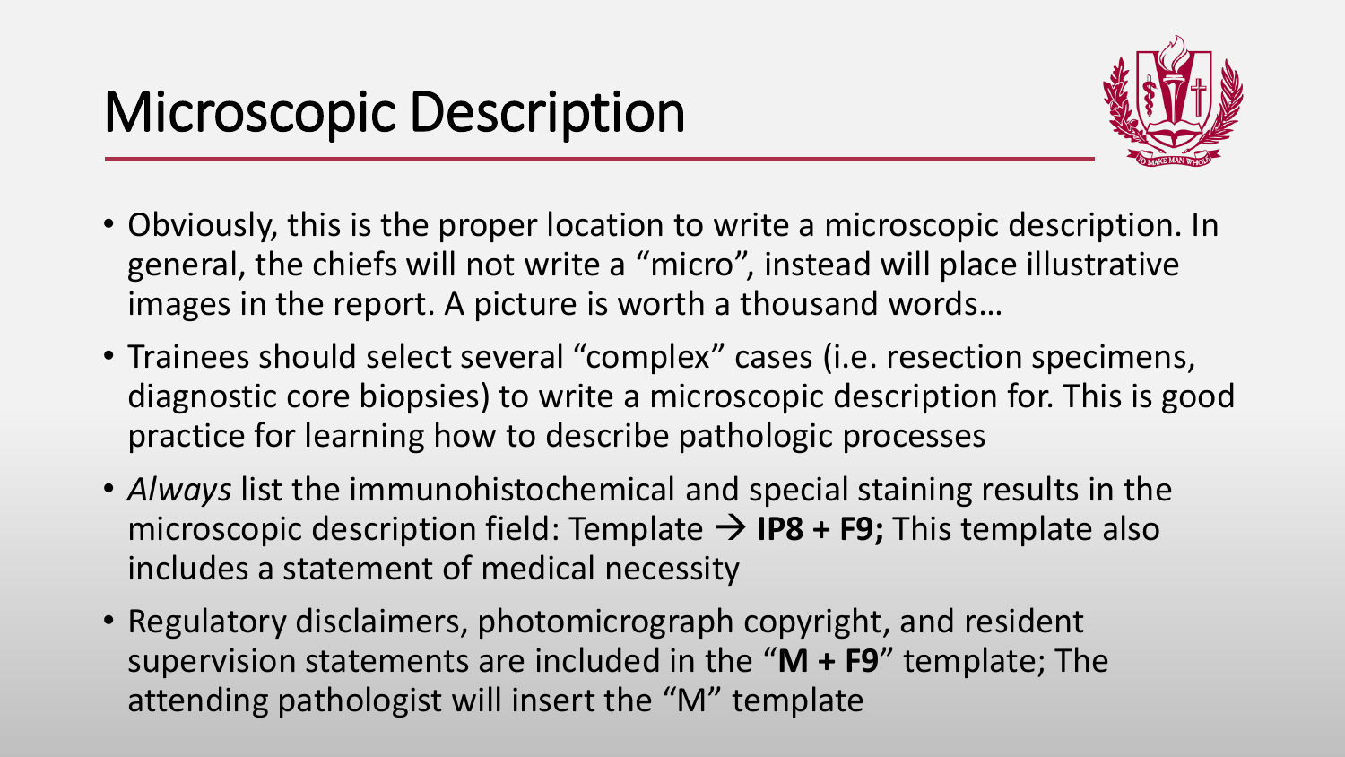# Microscopic Description

- Obviously, this is the proper location to write a microscopic description. In general, the chiefs will not write a "micro", instead will place illustrative images in the report. A picture is worth a thousand words…
- Trainees should select several "complex" cases (i.e. resection specimens, diagnostic core biopsies) to write a microscopic description for. This is good practice for learning how to describe pathologic processes
- *Always* list the immunohistochemical and special staining results in the microscopic description field: Template → **IP8 + F9;** This template also includes a statement of medical necessity
- Regulatory disclaimers, photomicrograph copyright, and resident supervision statements are included in the "**M + F9**" template; The attending pathologist will insert the "M" template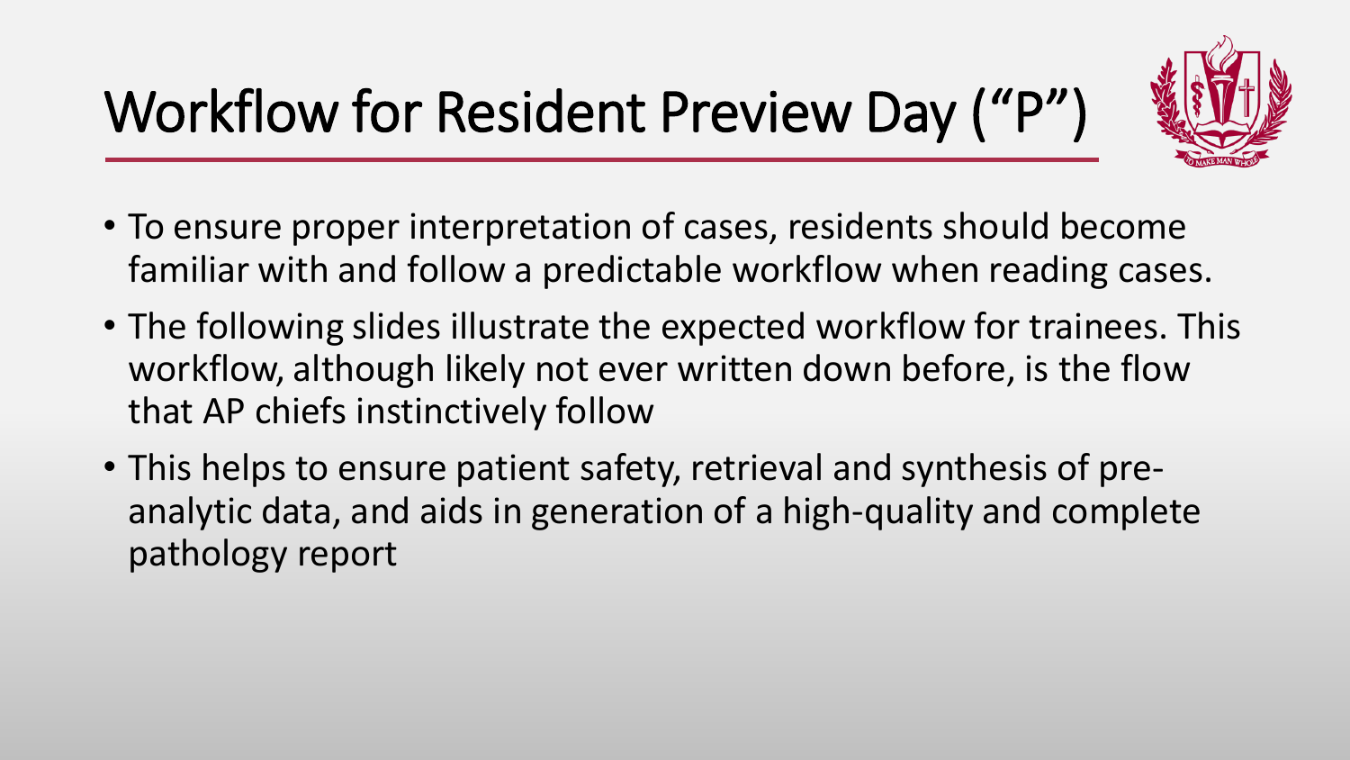# Workflow for Resident Preview Day ("P")

- To ensure proper interpretation of cases, residents should become familiar with and follow a predictable workflow when reading cases.
- The following slides illustrate the expected workflow for trainees. This workflow, although likely not ever written down before, is the flow that AP chiefs instinctively follow
- This helps to ensure patient safety, retrieval and synthesis of pre-analytic data, and aids in generation of a high-quality and complete pathology report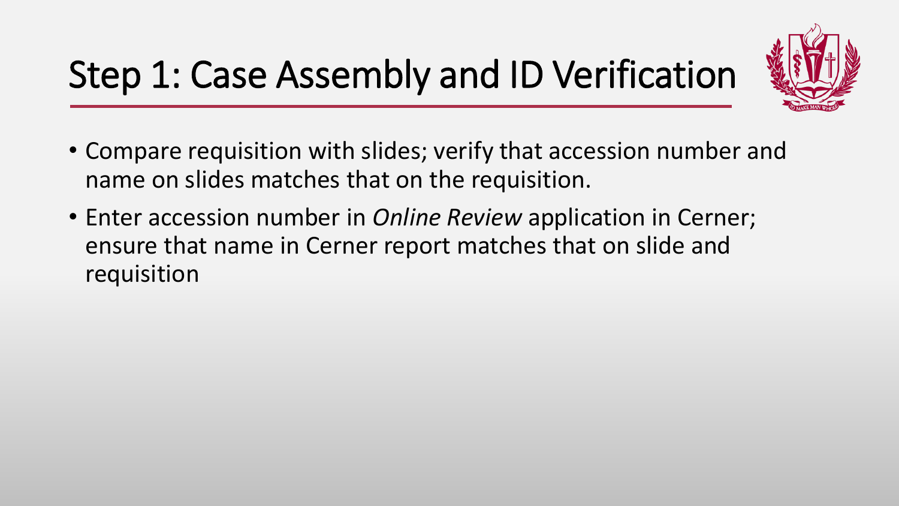# Step 1: Case Assembly and ID Verification

- Compare requisition with slides; verify that accession number and name on slides matches that on the requisition.
- Enter accession number in *Online Review* application in Cerner; ensure that name in Cerner report matches that on slide and requisition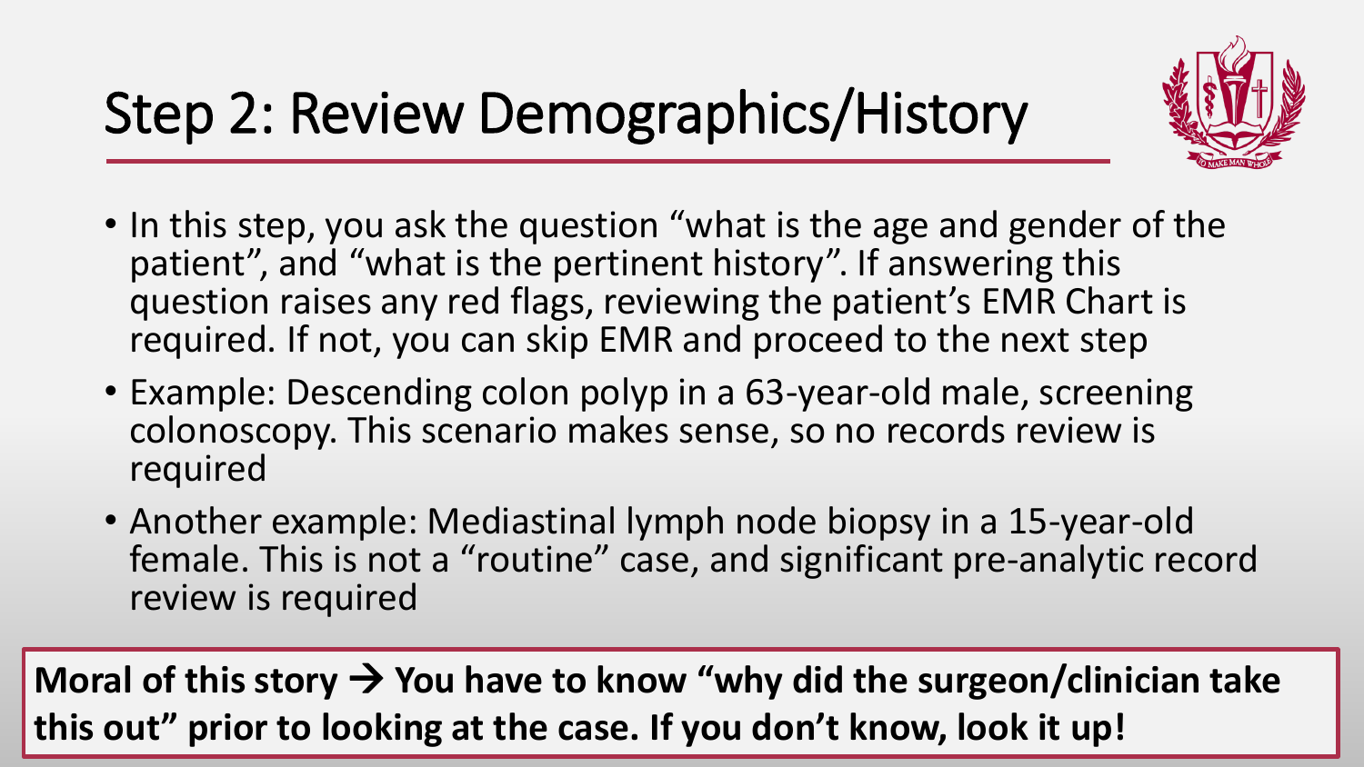# Step 2: Review Demographics/History

- In this step, you ask the question "what is the age and gender of the patient", and "what is the pertinent history". If answering this question raises any red flags, reviewing the patient's EMR Chart is required. If not, you can skip EMR and proceed to the next step
- Example: Descending colon polyp in a 63-year-old male, screening colonoscopy. This scenario makes sense, so no records review is required
- Another example: Mediastinal lymph node biopsy in a 15-year-old female. This is not a "routine" case, and significant pre-analytic record review is required

**Moral of this story → You have to know "why did the surgeon/clinician take this out" prior to looking at the case. If you don't know, look it up!**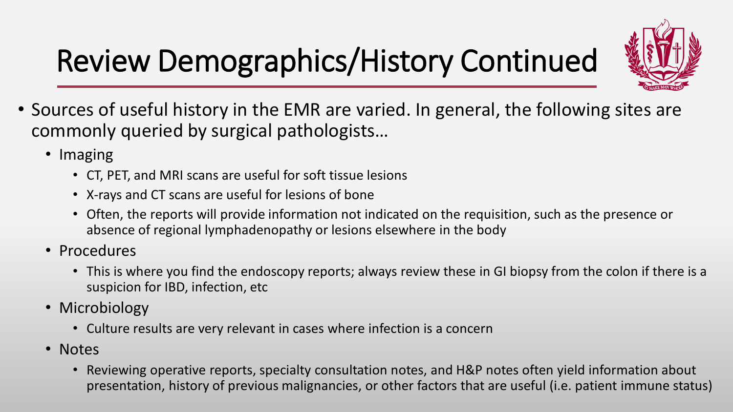# Review Demographics/History Continued

- Sources of useful history in the EMR are varied. In general, the following sites are commonly queried by surgical pathologists…
  - Imaging
    - CT, PET, and MRI scans are useful for soft tissue lesions
    - X-rays and CT scans are useful for lesions of bone
    - Often, the reports will provide information not indicated on the requisition, such as the presence or absence of regional lymphadenopathy or lesions elsewhere in the body
  - Procedures
    - This is where you find the endoscopy reports; always review these in GI biopsy from the colon if there is a suspicion for IBD, infection, etc
  - Microbiology
    - Culture results are very relevant in cases where infection is a concern
  - Notes
    - Reviewing operative reports, specialty consultation notes, and H&P notes often yield information about presentation, history of previous malignancies, or other factors that are useful (i.e. patient immune status)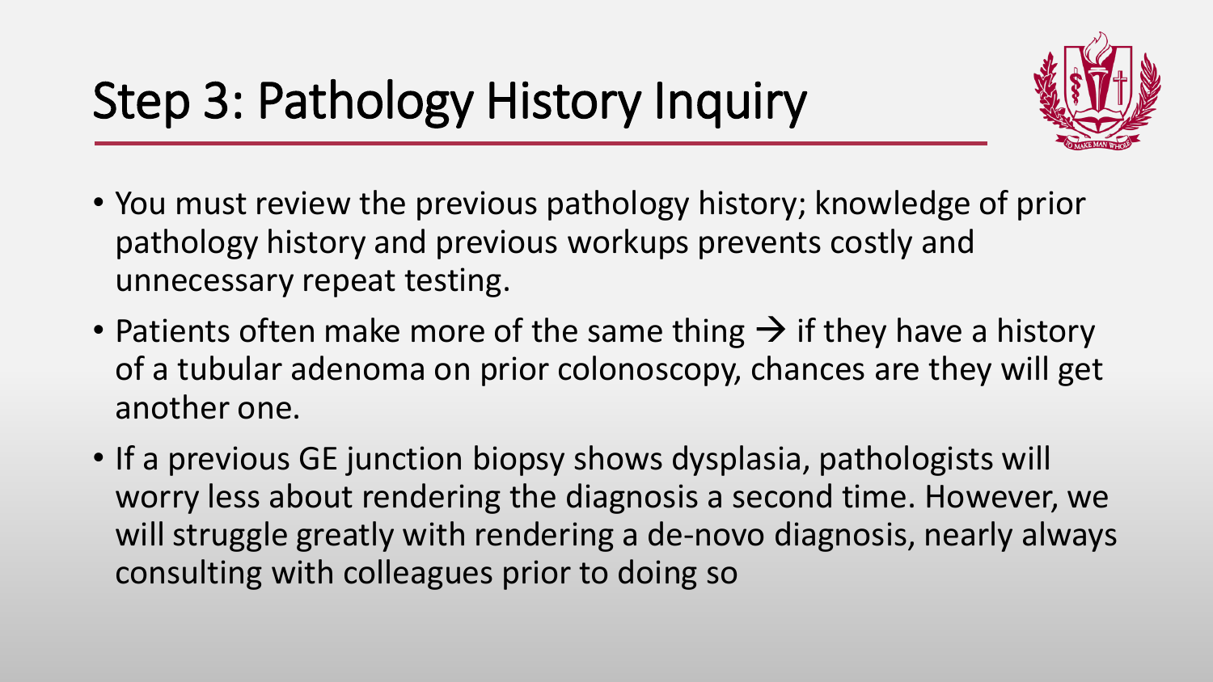# Step 3: Pathology History Inquiry

- You must review the previous pathology history; knowledge of prior pathology history and previous workups prevents costly and unnecessary repeat testing.
- Patients often make more of the same thing → if they have a history of a tubular adenoma on prior colonoscopy, chances are they will get another one.
- If a previous GE junction biopsy shows dysplasia, pathologists will worry less about rendering the diagnosis a second time. However, we will struggle greatly with rendering a de-novo diagnosis, nearly always consulting with colleagues prior to doing so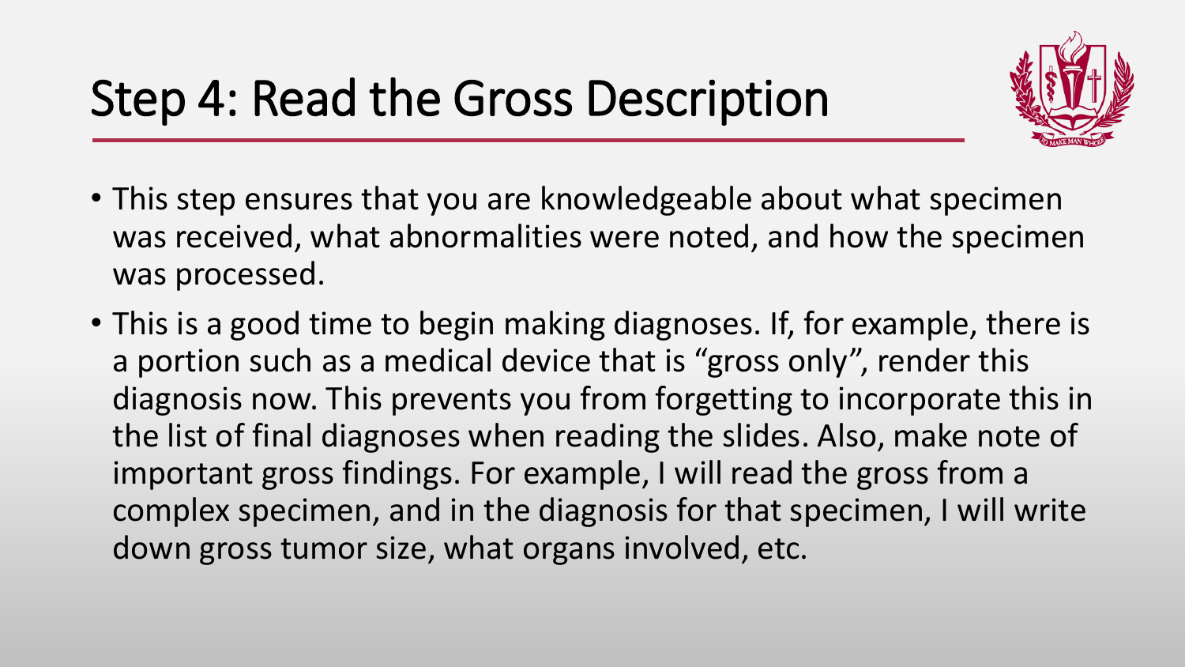# Step 4: Read the Gross Description

- This step ensures that you are knowledgeable about what specimen was received, what abnormalities were noted, and how the specimen was processed.
- This is a good time to begin making diagnoses. If, for example, there is a portion such as a medical device that is "gross only", render this diagnosis now. This prevents you from forgetting to incorporate this in the list of final diagnoses when reading the slides. Also, make note of important gross findings. For example, I will read the gross from a complex specimen, and in the diagnosis for that specimen, I will write down gross tumor size, what organs involved, etc.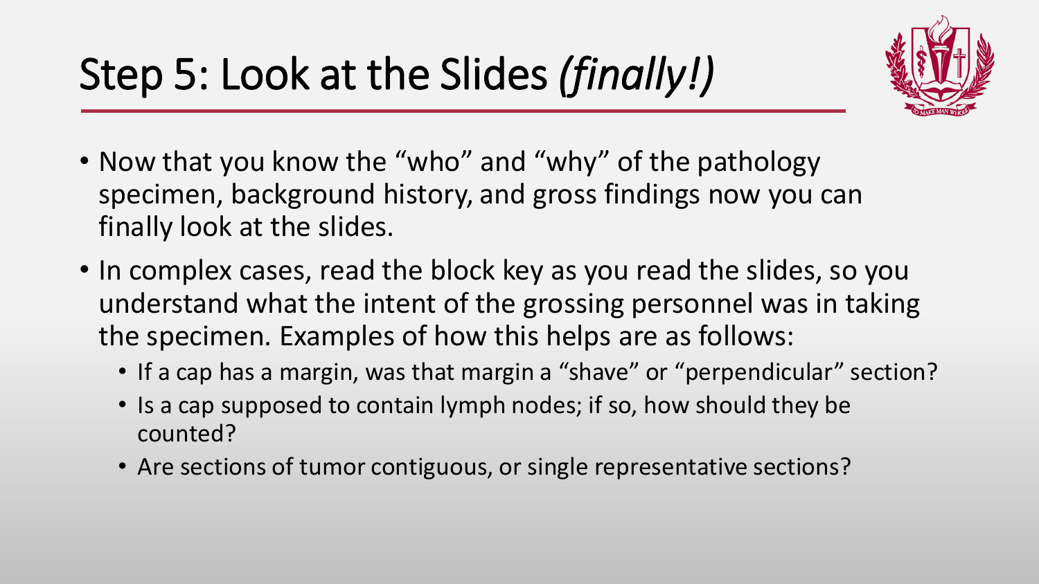# Step 5: Look at the Slides *(finally!)*

- Now that you know the "who" and "why" of the pathology specimen, background history, and gross findings now you can finally look at the slides.
- In complex cases, read the block key as you read the slides, so you understand what the intent of the grossing personnel was in taking the specimen. Examples of how this helps are as follows:
  - If a cap has a margin, was that margin a "shave" or "perpendicular" section?
  - Is a cap supposed to contain lymph nodes; if so, how should they be counted?
  - Are sections of tumor contiguous, or single representative sections?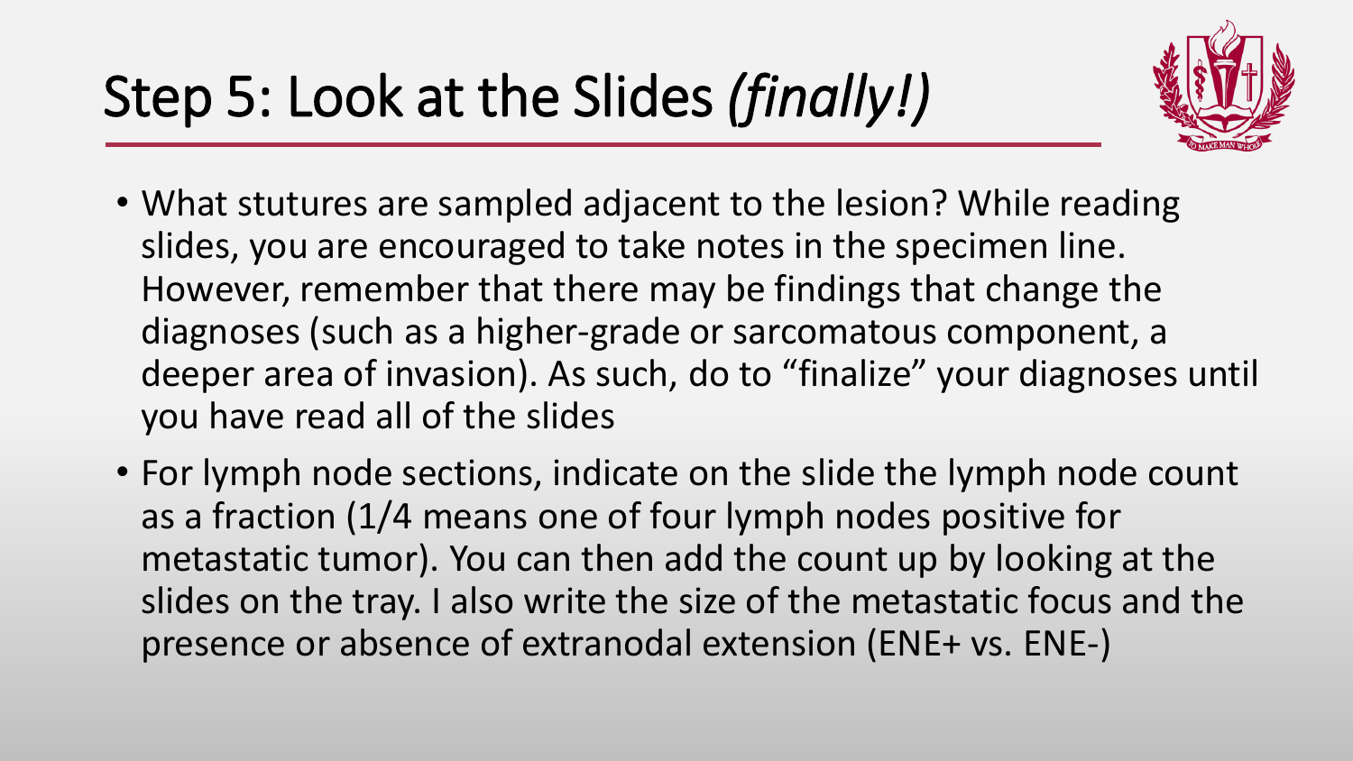# Step 5: Look at the Slides *(finally!)*

- What stutures are sampled adjacent to the lesion? While reading slides, you are encouraged to take notes in the specimen line. However, remember that there may be findings that change the diagnoses (such as a higher-grade or sarcomatous component, a deeper area of invasion). As such, do to “finalize” your diagnoses until you have read all of the slides
- For lymph node sections, indicate on the slide the lymph node count as a fraction (1/4 means one of four lymph nodes positive for metastatic tumor). You can then add the count up by looking at the slides on the tray. I also write the size of the metastatic focus and the presence or absence of extranodal extension (ENE+ vs. ENE-)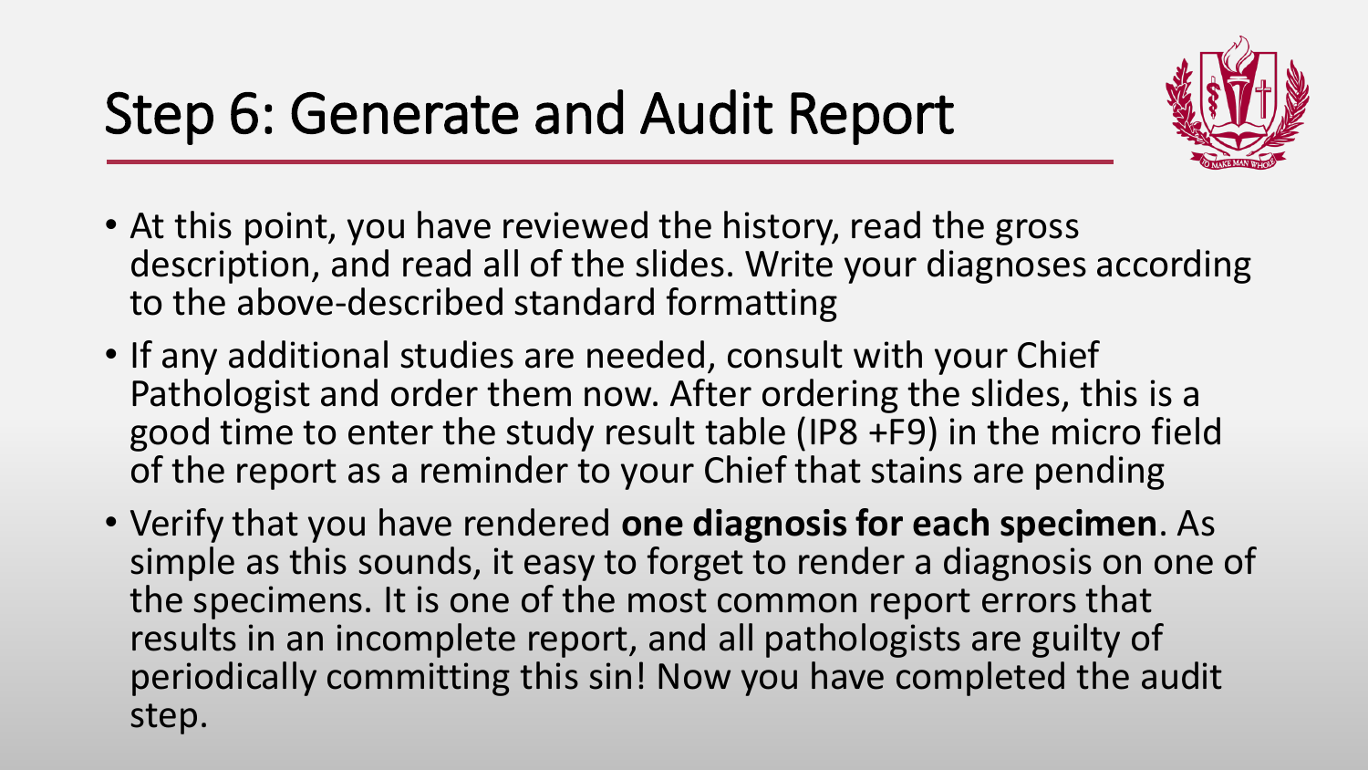# Step 6: Generate and Audit Report

- At this point, you have reviewed the history, read the gross description, and read all of the slides. Write your diagnoses according to the above-described standard formatting
- If any additional studies are needed, consult with your Chief Pathologist and order them now. After ordering the slides, this is a good time to enter the study result table (IP8 +F9) in the micro field of the report as a reminder to your Chief that stains are pending
- Verify that you have rendered **one diagnosis for each specimen**. As simple as this sounds, it easy to forget to render a diagnosis on one of the specimens. It is one of the most common report errors that results in an incomplete report, and all pathologists are guilty of periodically committing this sin! Now you have completed the audit step.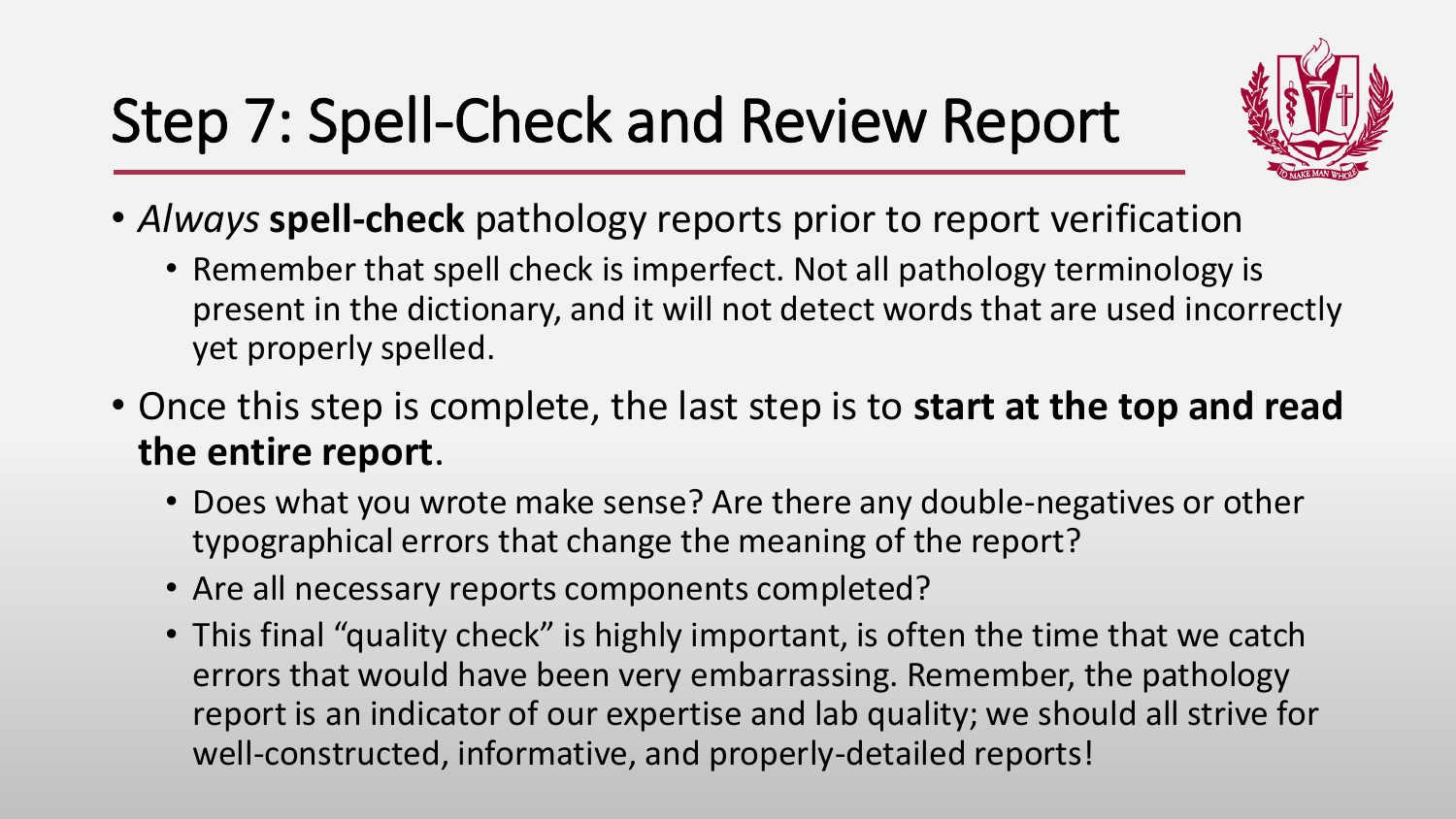# Step 7: Spell-Check and Review Report

- *Always* **spell-check** pathology reports prior to report verification
  - Remember that spell check is imperfect. Not all pathology terminology is present in the dictionary, and it will not detect words that are used incorrectly yet properly spelled.
- Once this step is complete, the last step is to **start at the top and read the entire report**.
  - Does what you wrote make sense? Are there any double-negatives or other typographical errors that change the meaning of the report?
  - Are all necessary reports components completed?
  - This final "quality check" is highly important, is often the time that we catch errors that would have been very embarrassing. Remember, the pathology report is an indicator of our expertise and lab quality; we should all strive for well-constructed, informative, and properly-detailed reports!